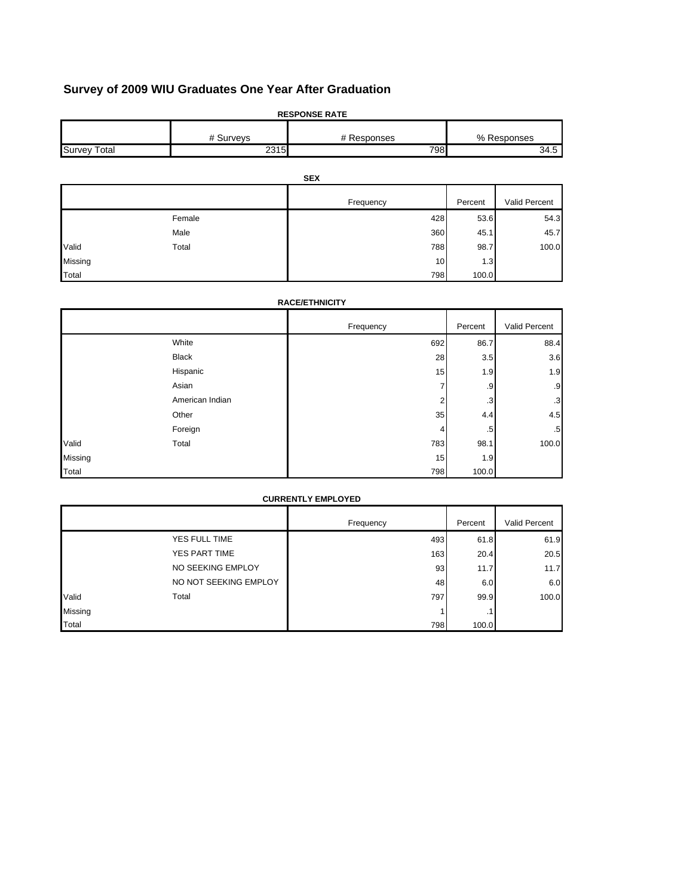# Survey of 2009 WIU Graduates One Year After Graduation

**RESPONSE RATE**

| | # Surveys | # Responses | % Responses |
|---|---|---|---|
| Survey Total | 2315 | 798 | 34.5 |

**SEX**

| | | Frequency | Percent | Valid Percent |
|---|---|---|---|---|
| | Female | 428 | 53.6 | 54.3 |
| | Male | 360 | 45.1 | 45.7 |
| Valid | Total | 788 | 98.7 | 100.0 |
| Missing | | 10 | 1.3 | |
| Total | | 798 | 100.0 | |

**RACE/ETHNICITY**

| | | Frequency | Percent | Valid Percent |
|---|---|---|---|---|
| | White | 692 | 86.7 | 88.4 |
| | Black | 28 | 3.5 | 3.6 |
| | Hispanic | 15 | 1.9 | 1.9 |
| | Asian | 7 | .9 | .9 |
| | American Indian | 2 | .3 | .3 |
| | Other | 35 | 4.4 | 4.5 |
| | Foreign | 4 | .5 | .5 |
| Valid | Total | 783 | 98.1 | 100.0 |
| Missing | | 15 | 1.9 | |
| Total | | 798 | 100.0 | |

**CURRENTLY EMPLOYED**

| | | Frequency | Percent | Valid Percent |
|---|---|---|---|---|
| | YES FULL TIME | 493 | 61.8 | 61.9 |
| | YES PART TIME | 163 | 20.4 | 20.5 |
| | NO SEEKING EMPLOY | 93 | 11.7 | 11.7 |
| | NO NOT SEEKING EMPLOY | 48 | 6.0 | 6.0 |
| Valid | Total | 797 | 99.9 | 100.0 |
| Missing | | 1 | .1 | |
| Total | | 798 | 100.0 | |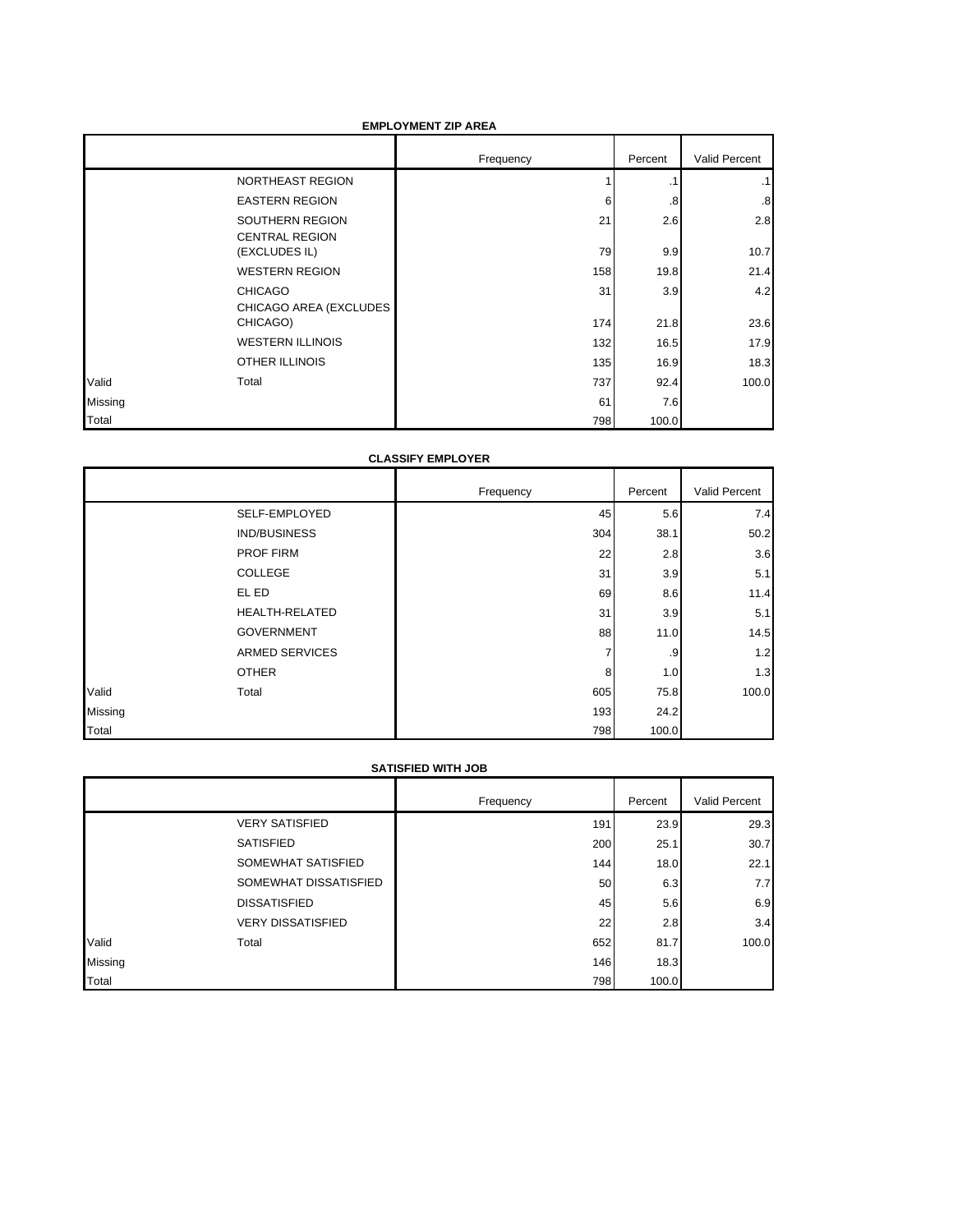**EMPLOYMENT ZIP AREA**

| | | Frequency | Percent | Valid Percent |
|---|---|---|---|---|
| | NORTHEAST REGION | 1 | .1 | .1 |
| | EASTERN REGION | 6 | .8 | .8 |
| | SOUTHERN REGION | 21 | 2.6 | 2.8 |
| | CENTRAL REGION (EXCLUDES IL) | 79 | 9.9 | 10.7 |
| | WESTERN REGION | 158 | 19.8 | 21.4 |
| | CHICAGO | 31 | 3.9 | 4.2 |
| | CHICAGO AREA (EXCLUDES CHICAGO) | 174 | 21.8 | 23.6 |
| | WESTERN ILLINOIS | 132 | 16.5 | 17.9 |
| | OTHER ILLINOIS | 135 | 16.9 | 18.3 |
| Valid | Total | 737 | 92.4 | 100.0 |
| Missing | | 61 | 7.6 | |
| Total | | 798 | 100.0 | |

**CLASSIFY EMPLOYER**

| | | Frequency | Percent | Valid Percent |
|---|---|---|---|---|
| | SELF-EMPLOYED | 45 | 5.6 | 7.4 |
| | IND/BUSINESS | 304 | 38.1 | 50.2 |
| | PROF FIRM | 22 | 2.8 | 3.6 |
| | COLLEGE | 31 | 3.9 | 5.1 |
| | EL ED | 69 | 8.6 | 11.4 |
| | HEALTH-RELATED | 31 | 3.9 | 5.1 |
| | GOVERNMENT | 88 | 11.0 | 14.5 |
| | ARMED SERVICES | 7 | .9 | 1.2 |
| | OTHER | 8 | 1.0 | 1.3 |
| Valid | Total | 605 | 75.8 | 100.0 |
| Missing | | 193 | 24.2 | |
| Total | | 798 | 100.0 | |

**SATISFIED WITH JOB**

| | | Frequency | Percent | Valid Percent |
|---|---|---|---|---|
| | VERY SATISFIED | 191 | 23.9 | 29.3 |
| | SATISFIED | 200 | 25.1 | 30.7 |
| | SOMEWHAT SATISFIED | 144 | 18.0 | 22.1 |
| | SOMEWHAT DISSATISFIED | 50 | 6.3 | 7.7 |
| | DISSATISFIED | 45 | 5.6 | 6.9 |
| | VERY DISSATISFIED | 22 | 2.8 | 3.4 |
| Valid | Total | 652 | 81.7 | 100.0 |
| Missing | | 146 | 18.3 | |
| Total | | 798 | 100.0 | |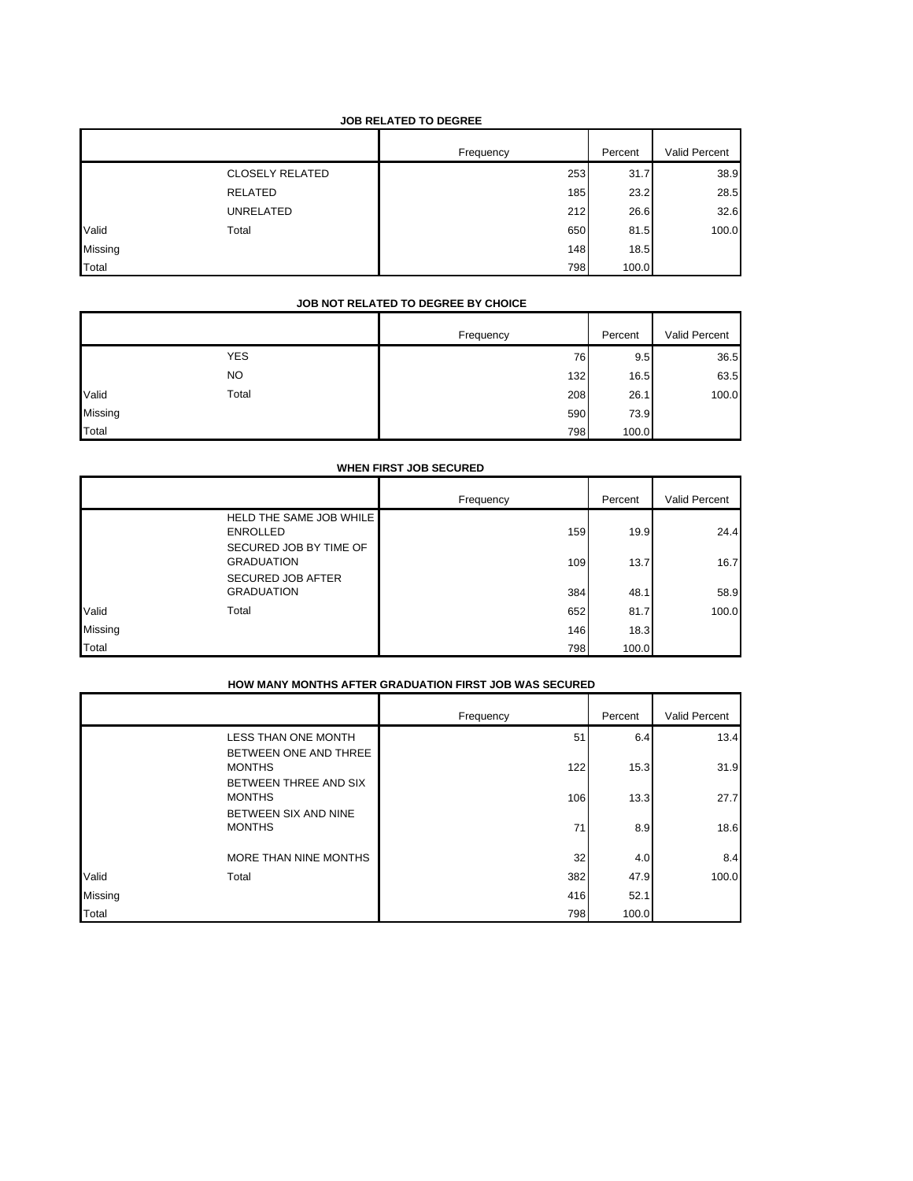**JOB RELATED TO DEGREE**

| | | Frequency | Percent | Valid Percent |
|---|---|---|---|---|
| | CLOSELY RELATED | 253 | 31.7 | 38.9 |
| | RELATED | 185 | 23.2 | 28.5 |
| | UNRELATED | 212 | 26.6 | 32.6 |
| Valid | Total | 650 | 81.5 | 100.0 |
| Missing | | 148 | 18.5 | |
| Total | | 798 | 100.0 | |

**JOB NOT RELATED TO DEGREE BY CHOICE**

| | | Frequency | Percent | Valid Percent |
|---|---|---|---|---|
| | YES | 76 | 9.5 | 36.5 |
| | NO | 132 | 16.5 | 63.5 |
| Valid | Total | 208 | 26.1 | 100.0 |
| Missing | | 590 | 73.9 | |
| Total | | 798 | 100.0 | |

**WHEN FIRST JOB SECURED**

| | | Frequency | Percent | Valid Percent |
|---|---|---|---|---|
| | HELD THE SAME JOB WHILE ENROLLED | 159 | 19.9 | 24.4 |
| | SECURED JOB BY TIME OF GRADUATION | 109 | 13.7 | 16.7 |
| | SECURED JOB AFTER GRADUATION | 384 | 48.1 | 58.9 |
| Valid | Total | 652 | 81.7 | 100.0 |
| Missing | | 146 | 18.3 | |
| Total | | 798 | 100.0 | |

**HOW MANY MONTHS AFTER GRADUATION FIRST JOB WAS SECURED**

| | | Frequency | Percent | Valid Percent |
|---|---|---|---|---|
| | LESS THAN ONE MONTH | 51 | 6.4 | 13.4 |
| | BETWEEN ONE AND THREE MONTHS | 122 | 15.3 | 31.9 |
| | BETWEEN THREE AND SIX MONTHS | 106 | 13.3 | 27.7 |
| | BETWEEN SIX AND NINE MONTHS | 71 | 8.9 | 18.6 |
| | MORE THAN NINE MONTHS | 32 | 4.0 | 8.4 |
| Valid | Total | 382 | 47.9 | 100.0 |
| Missing | | 416 | 52.1 | |
| Total | | 798 | 100.0 | |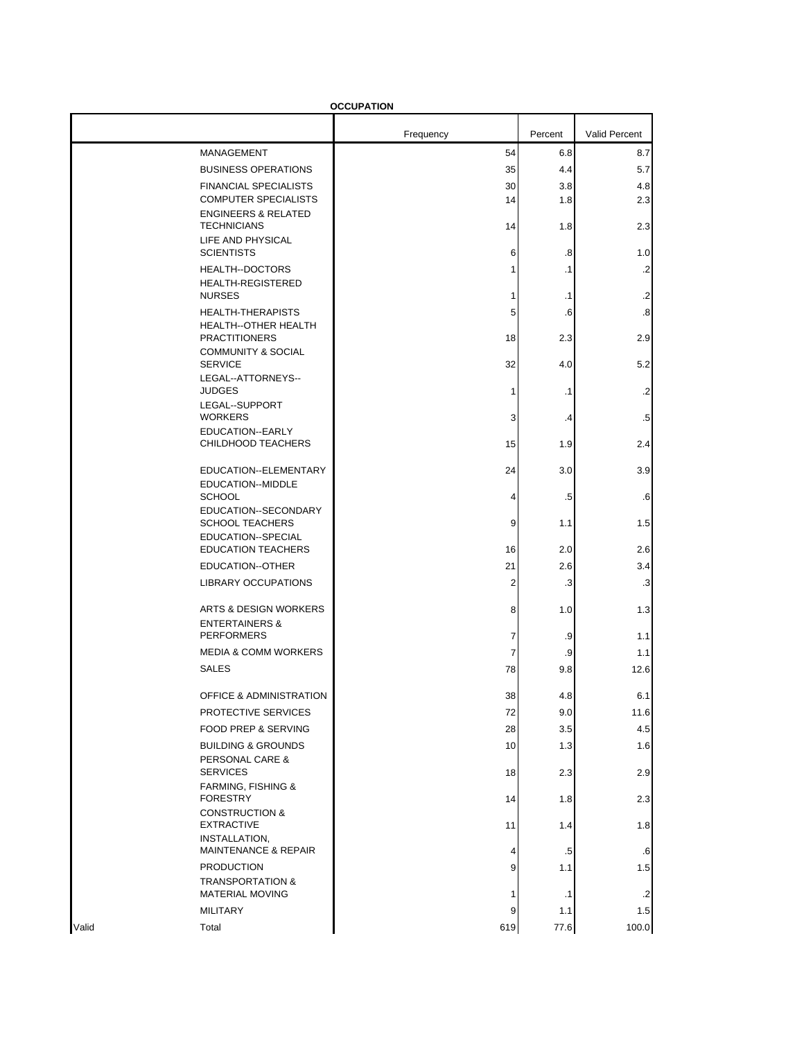**OCCUPATION**

| | | Frequency | Percent | Valid Percent |
|---|---|---|---|---|
| | MANAGEMENT | 54 | 6.8 | 8.7 |
| | BUSINESS OPERATIONS | 35 | 4.4 | 5.7 |
| | FINANCIAL SPECIALISTS | 30 | 3.8 | 4.8 |
| | COMPUTER SPECIALISTS | 14 | 1.8 | 2.3 |
| | ENGINEERS & RELATED TECHNICIANS | 14 | 1.8 | 2.3 |
| | LIFE AND PHYSICAL SCIENTISTS | 6 | .8 | 1.0 |
| | HEALTH--DOCTORS | 1 | .1 | .2 |
| | HEALTH-REGISTERED NURSES | 1 | .1 | .2 |
| | HEALTH-THERAPISTS | 5 | .6 | .8 |
| | HEALTH--OTHER HEALTH PRACTITIONERS | 18 | 2.3 | 2.9 |
| | COMMUNITY & SOCIAL SERVICE | 32 | 4.0 | 5.2 |
| | LEGAL--ATTORNEYS--JUDGES | 1 | .1 | .2 |
| | LEGAL--SUPPORT WORKERS | 3 | .4 | .5 |
| | EDUCATION--EARLY CHILDHOOD TEACHERS | 15 | 1.9 | 2.4 |
| | EDUCATION--ELEMENTARY | 24 | 3.0 | 3.9 |
| | EDUCATION--MIDDLE SCHOOL | 4 | .5 | .6 |
| | EDUCATION--SECONDARY SCHOOL TEACHERS | 9 | 1.1 | 1.5 |
| | EDUCATION--SPECIAL EDUCATION TEACHERS | 16 | 2.0 | 2.6 |
| | EDUCATION--OTHER | 21 | 2.6 | 3.4 |
| | LIBRARY OCCUPATIONS | 2 | .3 | .3 |
| | ARTS & DESIGN WORKERS | 8 | 1.0 | 1.3 |
| | ENTERTAINERS & PERFORMERS | 7 | .9 | 1.1 |
| | MEDIA & COMM WORKERS | 7 | .9 | 1.1 |
| | SALES | 78 | 9.8 | 12.6 |
| | OFFICE & ADMINISTRATION | 38 | 4.8 | 6.1 |
| | PROTECTIVE SERVICES | 72 | 9.0 | 11.6 |
| | FOOD PREP & SERVING | 28 | 3.5 | 4.5 |
| | BUILDING & GROUNDS | 10 | 1.3 | 1.6 |
| | PERSONAL CARE & SERVICES | 18 | 2.3 | 2.9 |
| | FARMING, FISHING & FORESTRY | 14 | 1.8 | 2.3 |
| | CONSTRUCTION & EXTRACTIVE | 11 | 1.4 | 1.8 |
| | INSTALLATION, MAINTENANCE & REPAIR | 4 | .5 | .6 |
| | PRODUCTION | 9 | 1.1 | 1.5 |
| | TRANSPORTATION & MATERIAL MOVING | 1 | .1 | .2 |
| | MILITARY | 9 | 1.1 | 1.5 |
| Valid | Total | 619 | 77.6 | 100.0 |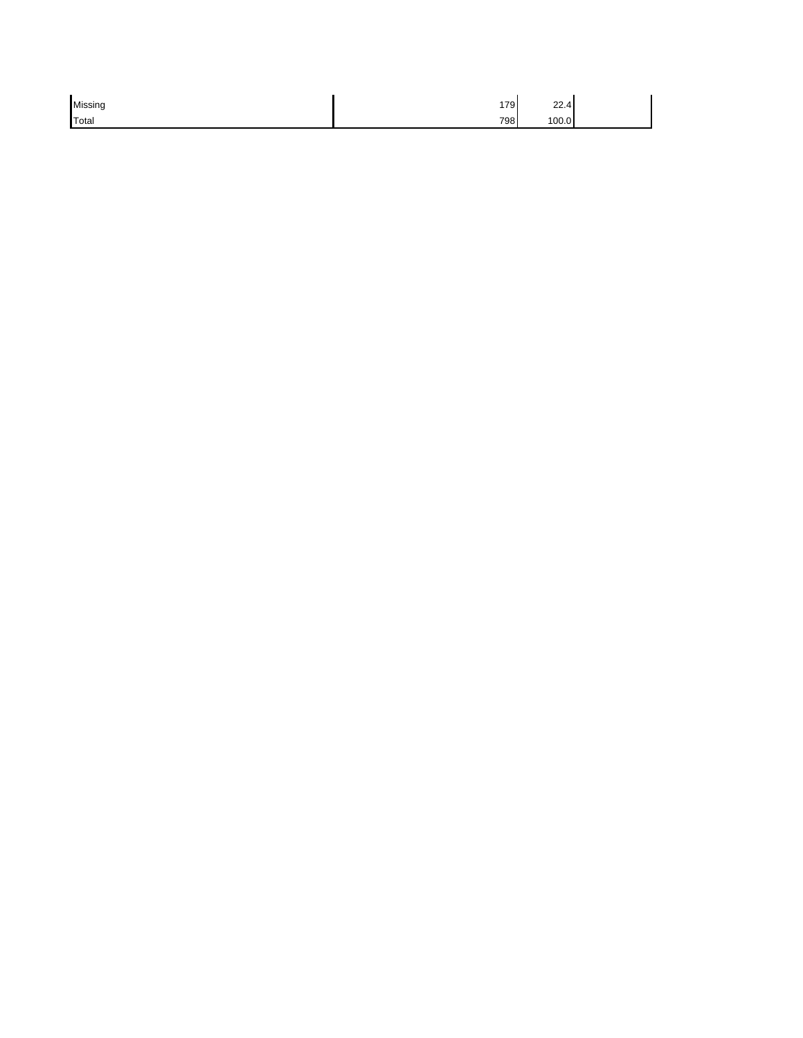| | | | |
|---|---|---|---|
| Missing | 179 | 22.4 | |
| Total | 798 | 100.0 | |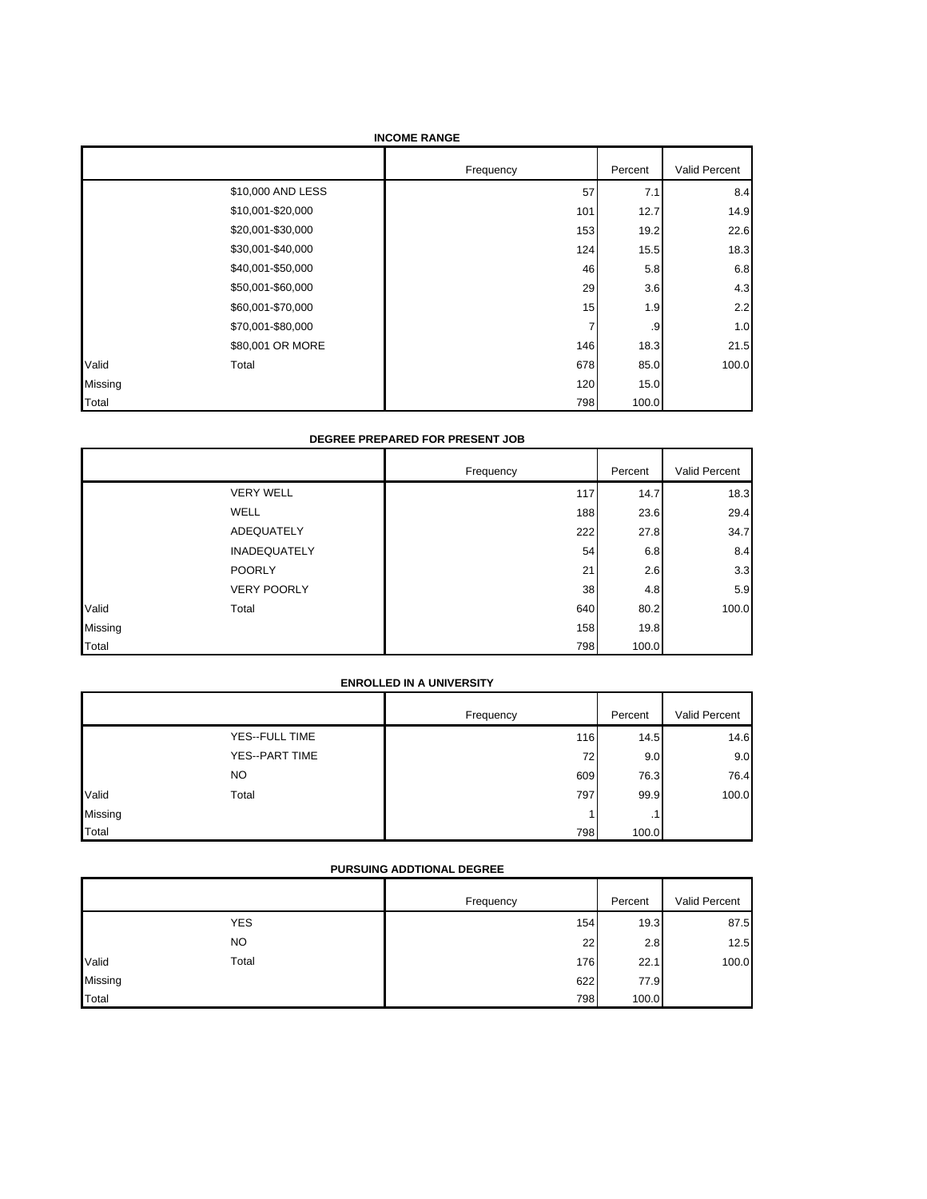**INCOME RANGE**

| | | Frequency | Percent | Valid Percent |
|---|---|---|---|---|
| | $10,000 AND LESS | 57 | 7.1 | 8.4 |
| | $10,001-$20,000 | 101 | 12.7 | 14.9 |
| | $20,001-$30,000 | 153 | 19.2 | 22.6 |
| | $30,001-$40,000 | 124 | 15.5 | 18.3 |
| | $40,001-$50,000 | 46 | 5.8 | 6.8 |
| | $50,001-$60,000 | 29 | 3.6 | 4.3 |
| | $60,001-$70,000 | 15 | 1.9 | 2.2 |
| | $70,001-$80,000 | 7 | .9 | 1.0 |
| | $80,001 OR MORE | 146 | 18.3 | 21.5 |
| Valid | Total | 678 | 85.0 | 100.0 |
| Missing | | 120 | 15.0 | |
| Total | | 798 | 100.0 | |

**DEGREE PREPARED FOR PRESENT JOB**

| | | Frequency | Percent | Valid Percent |
|---|---|---|---|---|
| | VERY WELL | 117 | 14.7 | 18.3 |
| | WELL | 188 | 23.6 | 29.4 |
| | ADEQUATELY | 222 | 27.8 | 34.7 |
| | INADEQUATELY | 54 | 6.8 | 8.4 |
| | POORLY | 21 | 2.6 | 3.3 |
| | VERY POORLY | 38 | 4.8 | 5.9 |
| Valid | Total | 640 | 80.2 | 100.0 |
| Missing | | 158 | 19.8 | |
| Total | | 798 | 100.0 | |

**ENROLLED IN A UNIVERSITY**

| | | Frequency | Percent | Valid Percent |
|---|---|---|---|---|
| | YES--FULL TIME | 116 | 14.5 | 14.6 |
| | YES--PART TIME | 72 | 9.0 | 9.0 |
| | NO | 609 | 76.3 | 76.4 |
| Valid | Total | 797 | 99.9 | 100.0 |
| Missing | | 1 | .1 | |
| Total | | 798 | 100.0 | |

**PURSUING ADDTIONAL DEGREE**

| | | Frequency | Percent | Valid Percent |
|---|---|---|---|---|
| | YES | 154 | 19.3 | 87.5 |
| | NO | 22 | 2.8 | 12.5 |
| Valid | Total | 176 | 22.1 | 100.0 |
| Missing | | 622 | 77.9 | |
| Total | | 798 | 100.0 | |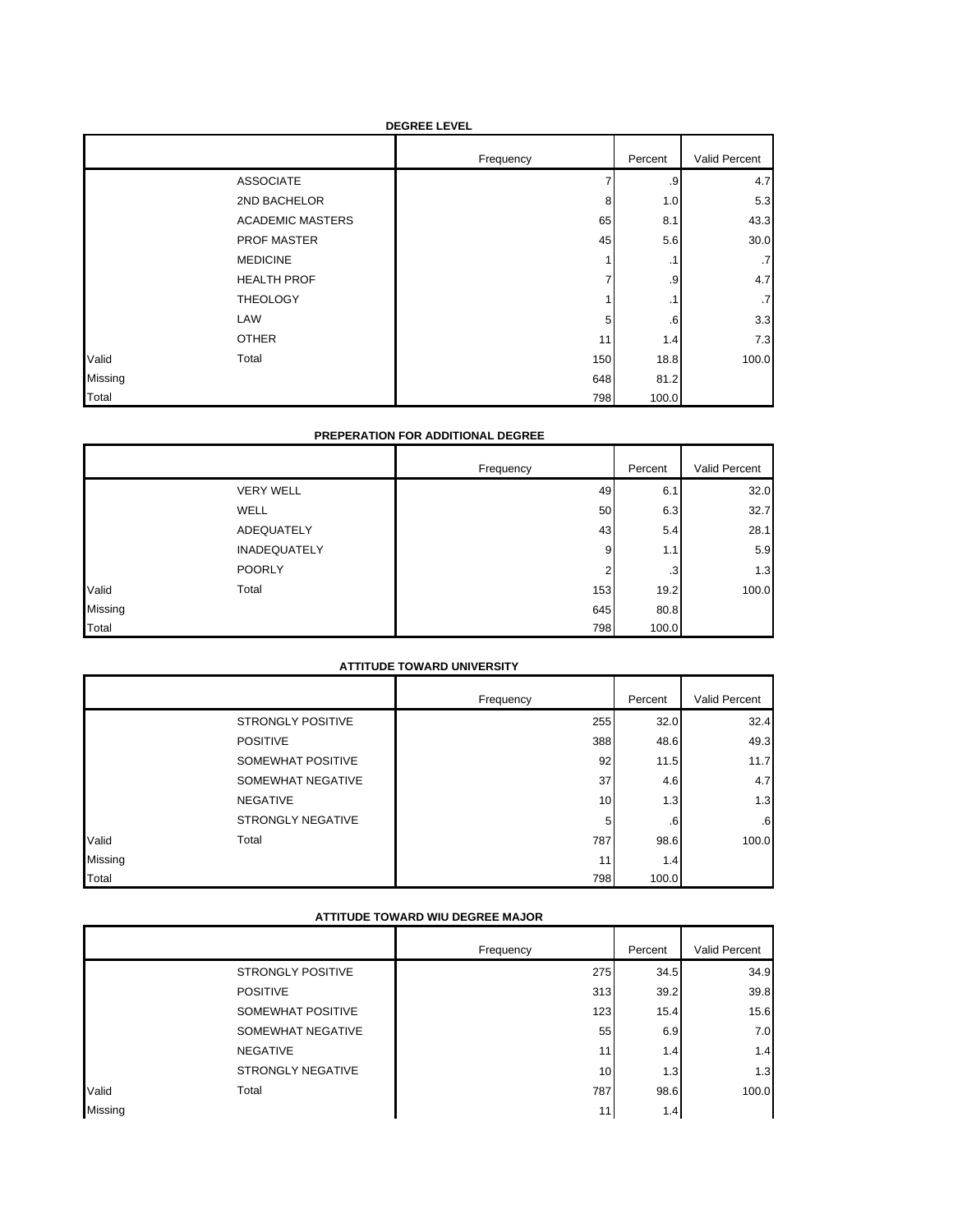**DEGREE LEVEL**

| | | Frequency | Percent | Valid Percent |
|---|---|---|---|---|
| | ASSOCIATE | 7 | .9 | 4.7 |
| | 2ND BACHELOR | 8 | 1.0 | 5.3 |
| | ACADEMIC MASTERS | 65 | 8.1 | 43.3 |
| | PROF MASTER | 45 | 5.6 | 30.0 |
| | MEDICINE | 1 | .1 | .7 |
| | HEALTH PROF | 7 | .9 | 4.7 |
| | THEOLOGY | 1 | .1 | .7 |
| | LAW | 5 | .6 | 3.3 |
| | OTHER | 11 | 1.4 | 7.3 |
| Valid | Total | 150 | 18.8 | 100.0 |
| Missing | | 648 | 81.2 | |
| Total | | 798 | 100.0 | |

**PREPERATION FOR ADDITIONAL DEGREE**

| | | Frequency | Percent | Valid Percent |
|---|---|---|---|---|
| | VERY WELL | 49 | 6.1 | 32.0 |
| | WELL | 50 | 6.3 | 32.7 |
| | ADEQUATELY | 43 | 5.4 | 28.1 |
| | INADEQUATELY | 9 | 1.1 | 5.9 |
| | POORLY | 2 | .3 | 1.3 |
| Valid | Total | 153 | 19.2 | 100.0 |
| Missing | | 645 | 80.8 | |
| Total | | 798 | 100.0 | |

**ATTITUDE TOWARD UNIVERSITY**

| | | Frequency | Percent | Valid Percent |
|---|---|---|---|---|
| | STRONGLY POSITIVE | 255 | 32.0 | 32.4 |
| | POSITIVE | 388 | 48.6 | 49.3 |
| | SOMEWHAT POSITIVE | 92 | 11.5 | 11.7 |
| | SOMEWHAT NEGATIVE | 37 | 4.6 | 4.7 |
| | NEGATIVE | 10 | 1.3 | 1.3 |
| | STRONGLY NEGATIVE | 5 | .6 | .6 |
| Valid | Total | 787 | 98.6 | 100.0 |
| Missing | | 11 | 1.4 | |
| Total | | 798 | 100.0 | |

**ATTITUDE TOWARD WIU DEGREE MAJOR**

| | | Frequency | Percent | Valid Percent |
|---|---|---|---|---|
| | STRONGLY POSITIVE | 275 | 34.5 | 34.9 |
| | POSITIVE | 313 | 39.2 | 39.8 |
| | SOMEWHAT POSITIVE | 123 | 15.4 | 15.6 |
| | SOMEWHAT NEGATIVE | 55 | 6.9 | 7.0 |
| | NEGATIVE | 11 | 1.4 | 1.4 |
| | STRONGLY NEGATIVE | 10 | 1.3 | 1.3 |
| Valid | Total | 787 | 98.6 | 100.0 |
| Missing | | 11 | 1.4 | |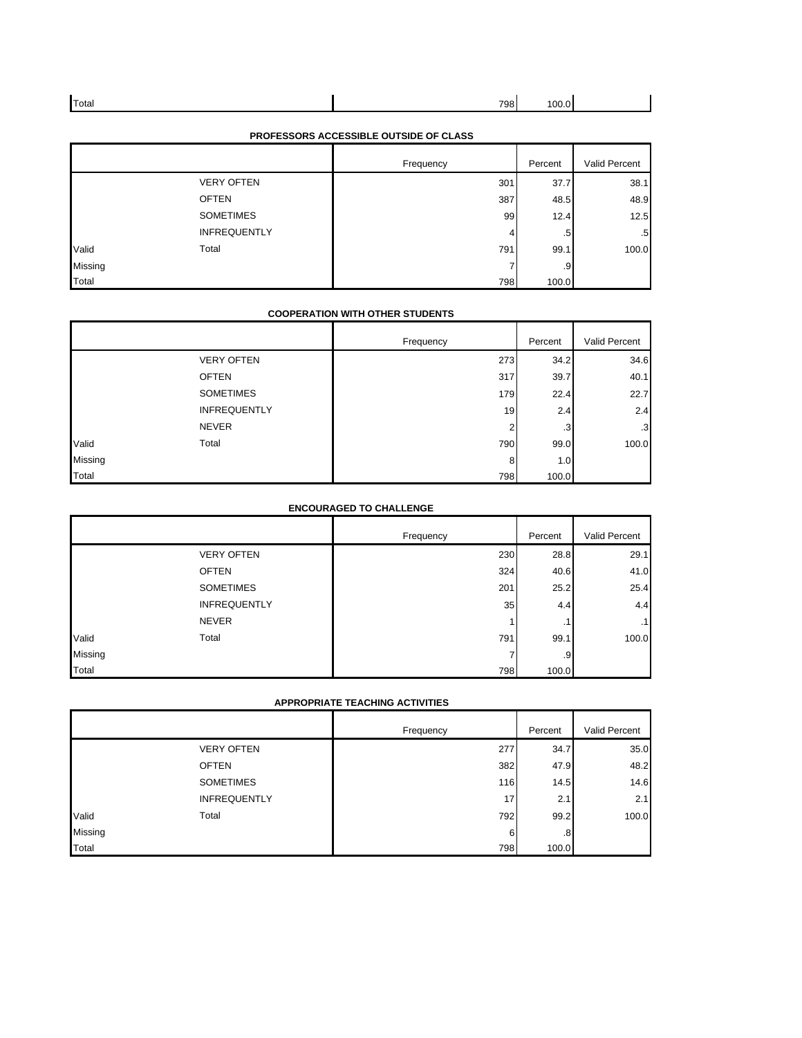| Total | | 798 | 100.0 | |
|---|---|---|---|---|

**PROFESSORS ACCESSIBLE OUTSIDE OF CLASS**

| | | Frequency | Percent | Valid Percent |
|---|---|---|---|---|
| Valid | VERY OFTEN | 301 | 37.7 | 38.1 |
| | OFTEN | 387 | 48.5 | 48.9 |
| | SOMETIMES | 99 | 12.4 | 12.5 |
| | INFREQUENTLY | 4 | .5 | .5 |
| | Total | 791 | 99.1 | 100.0 |
| Missing | | 7 | .9 | |
| Total | | 798 | 100.0 | |

**COOPERATION WITH OTHER STUDENTS**

| | | Frequency | Percent | Valid Percent |
|---|---|---|---|---|
| Valid | VERY OFTEN | 273 | 34.2 | 34.6 |
| | OFTEN | 317 | 39.7 | 40.1 |
| | SOMETIMES | 179 | 22.4 | 22.7 |
| | INFREQUENTLY | 19 | 2.4 | 2.4 |
| | NEVER | 2 | .3 | .3 |
| | Total | 790 | 99.0 | 100.0 |
| Missing | | 8 | 1.0 | |
| Total | | 798 | 100.0 | |

**ENCOURAGED TO CHALLENGE**

| | | Frequency | Percent | Valid Percent |
|---|---|---|---|---|
| Valid | VERY OFTEN | 230 | 28.8 | 29.1 |
| | OFTEN | 324 | 40.6 | 41.0 |
| | SOMETIMES | 201 | 25.2 | 25.4 |
| | INFREQUENTLY | 35 | 4.4 | 4.4 |
| | NEVER | 1 | .1 | .1 |
| | Total | 791 | 99.1 | 100.0 |
| Missing | | 7 | .9 | |
| Total | | 798 | 100.0 | |

**APPROPRIATE TEACHING ACTIVITIES**

| | | Frequency | Percent | Valid Percent |
|---|---|---|---|---|
| Valid | VERY OFTEN | 277 | 34.7 | 35.0 |
| | OFTEN | 382 | 47.9 | 48.2 |
| | SOMETIMES | 116 | 14.5 | 14.6 |
| | INFREQUENTLY | 17 | 2.1 | 2.1 |
| | Total | 792 | 99.2 | 100.0 |
| Missing | | 6 | .8 | |
| Total | | 798 | 100.0 | |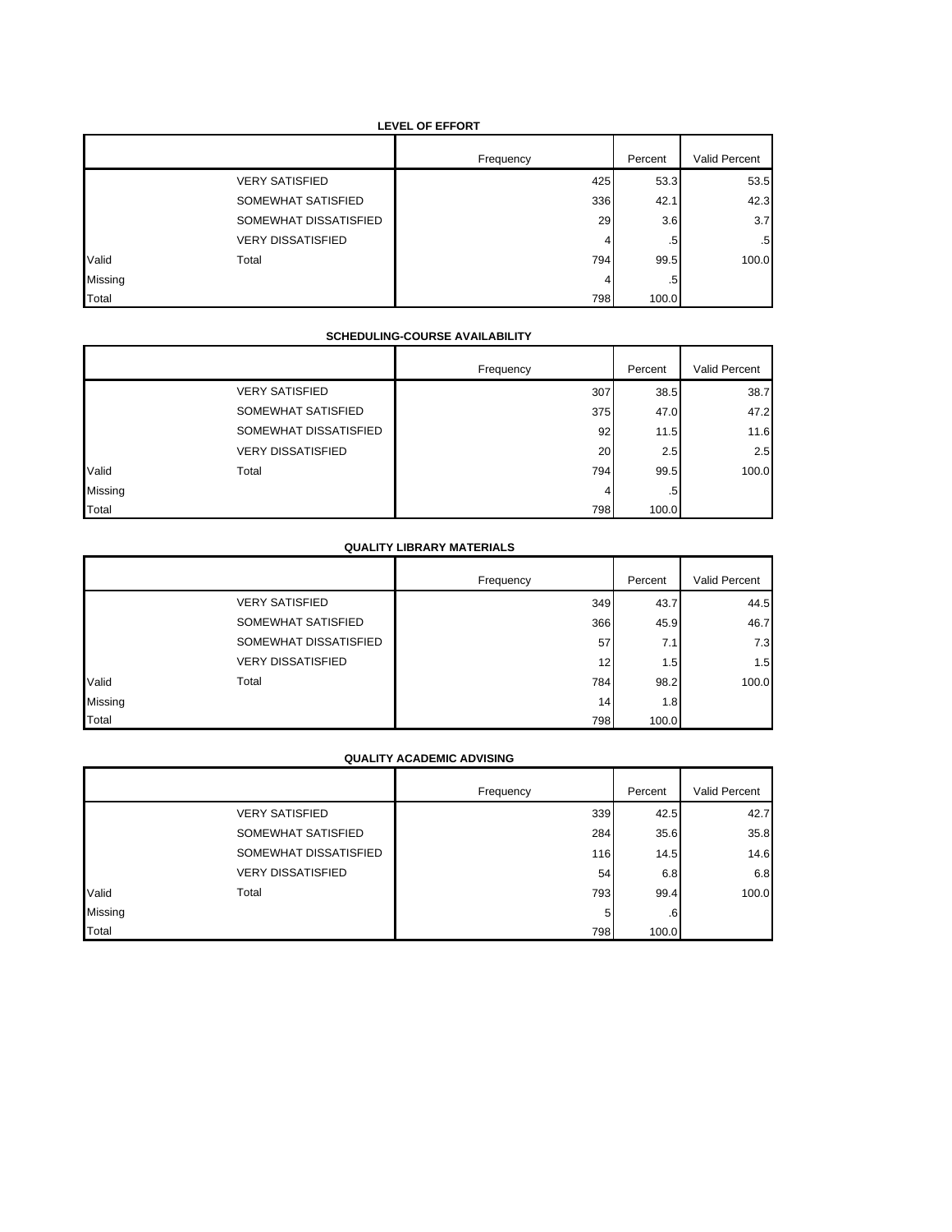**LEVEL OF EFFORT**

| | | Frequency | Percent | Valid Percent |
|---|---|---|---|---|
| | VERY SATISFIED | 425 | 53.3 | 53.5 |
| | SOMEWHAT SATISFIED | 336 | 42.1 | 42.3 |
| | SOMEWHAT DISSATISFIED | 29 | 3.6 | 3.7 |
| | VERY DISSATISFIED | 4 | .5 | .5 |
| Valid | Total | 794 | 99.5 | 100.0 |
| Missing | | 4 | .5 | |
| Total | | 798 | 100.0 | |

**SCHEDULING-COURSE AVAILABILITY**

| | | Frequency | Percent | Valid Percent |
|---|---|---|---|---|
| | VERY SATISFIED | 307 | 38.5 | 38.7 |
| | SOMEWHAT SATISFIED | 375 | 47.0 | 47.2 |
| | SOMEWHAT DISSATISFIED | 92 | 11.5 | 11.6 |
| | VERY DISSATISFIED | 20 | 2.5 | 2.5 |
| Valid | Total | 794 | 99.5 | 100.0 |
| Missing | | 4 | .5 | |
| Total | | 798 | 100.0 | |

**QUALITY LIBRARY MATERIALS**

| | | Frequency | Percent | Valid Percent |
|---|---|---|---|---|
| | VERY SATISFIED | 349 | 43.7 | 44.5 |
| | SOMEWHAT SATISFIED | 366 | 45.9 | 46.7 |
| | SOMEWHAT DISSATISFIED | 57 | 7.1 | 7.3 |
| | VERY DISSATISFIED | 12 | 1.5 | 1.5 |
| Valid | Total | 784 | 98.2 | 100.0 |
| Missing | | 14 | 1.8 | |
| Total | | 798 | 100.0 | |

**QUALITY ACADEMIC ADVISING**

| | | Frequency | Percent | Valid Percent |
|---|---|---|---|---|
| | VERY SATISFIED | 339 | 42.5 | 42.7 |
| | SOMEWHAT SATISFIED | 284 | 35.6 | 35.8 |
| | SOMEWHAT DISSATISFIED | 116 | 14.5 | 14.6 |
| | VERY DISSATISFIED | 54 | 6.8 | 6.8 |
| Valid | Total | 793 | 99.4 | 100.0 |
| Missing | | 5 | .6 | |
| Total | | 798 | 100.0 | |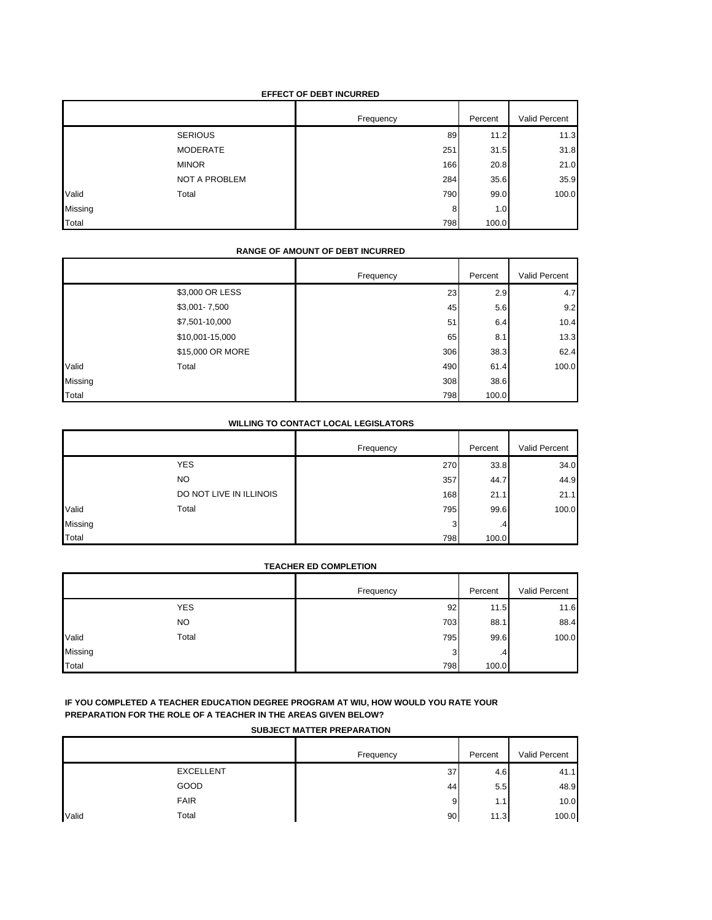**EFFECT OF DEBT INCURRED**

| | | Frequency | Percent | Valid Percent |
|---|---|---|---|---|
| | SERIOUS | 89 | 11.2 | 11.3 |
| | MODERATE | 251 | 31.5 | 31.8 |
| | MINOR | 166 | 20.8 | 21.0 |
| | NOT A PROBLEM | 284 | 35.6 | 35.9 |
| Valid | Total | 790 | 99.0 | 100.0 |
| Missing | | 8 | 1.0 | |
| Total | | 798 | 100.0 | |

**RANGE OF AMOUNT OF DEBT INCURRED**

| | | Frequency | Percent | Valid Percent |
|---|---|---|---|---|
| | $3,000 OR LESS | 23 | 2.9 | 4.7 |
| | $3,001- 7,500 | 45 | 5.6 | 9.2 |
| | $7,501-10,000 | 51 | 6.4 | 10.4 |
| | $10,001-15,000 | 65 | 8.1 | 13.3 |
| | $15,000 OR MORE | 306 | 38.3 | 62.4 |
| Valid | Total | 490 | 61.4 | 100.0 |
| Missing | | 308 | 38.6 | |
| Total | | 798 | 100.0 | |

**WILLING TO CONTACT LOCAL LEGISLATORS**

| | | Frequency | Percent | Valid Percent |
|---|---|---|---|---|
| | YES | 270 | 33.8 | 34.0 |
| | NO | 357 | 44.7 | 44.9 |
| | DO NOT LIVE IN ILLINOIS | 168 | 21.1 | 21.1 |
| Valid | Total | 795 | 99.6 | 100.0 |
| Missing | | 3 | .4 | |
| Total | | 798 | 100.0 | |

**TEACHER ED COMPLETION**

| | | Frequency | Percent | Valid Percent |
|---|---|---|---|---|
| | YES | 92 | 11.5 | 11.6 |
| | NO | 703 | 88.1 | 88.4 |
| Valid | Total | 795 | 99.6 | 100.0 |
| Missing | | 3 | .4 | |
| Total | | 798 | 100.0 | |

**IF YOU COMPLETED A TEACHER EDUCATION DEGREE PROGRAM AT WIU, HOW WOULD YOU RATE YOUR PREPARATION FOR THE ROLE OF A TEACHER IN THE AREAS GIVEN BELOW?**

**SUBJECT MATTER PREPARATION**

| | | Frequency | Percent | Valid Percent |
|---|---|---|---|---|
| | EXCELLENT | 37 | 4.6 | 41.1 |
| | GOOD | 44 | 5.5 | 48.9 |
| | FAIR | 9 | 1.1 | 10.0 |
| Valid | Total | 90 | 11.3 | 100.0 |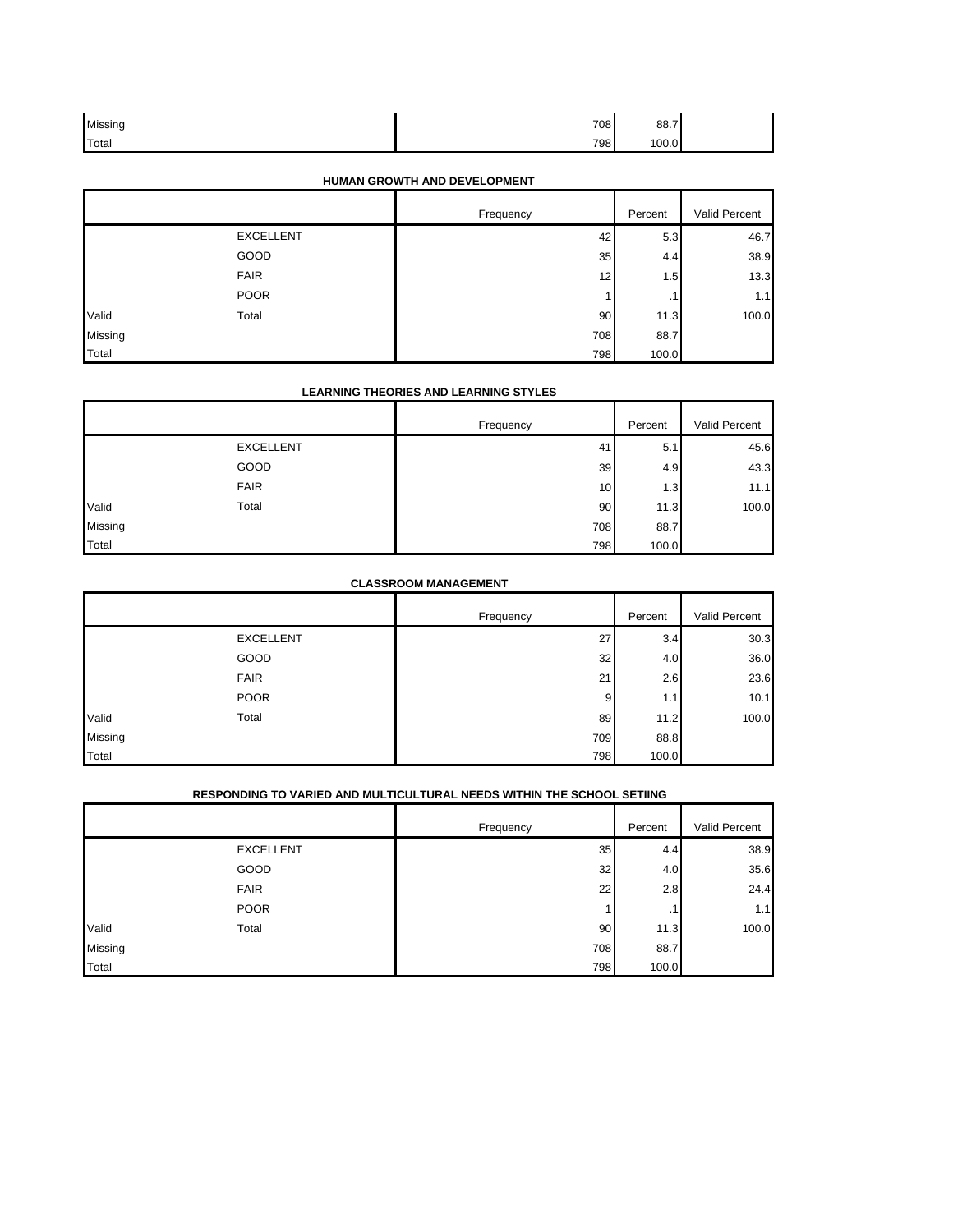| | | Frequency | Percent | Valid Percent |
|---|---|---|---|---|
| Missing | | 708 | 88.7 | |
| Total | | 798 | 100.0 | |

**HUMAN GROWTH AND DEVELOPMENT**

| | | Frequency | Percent | Valid Percent |
|---|---|---|---|---|
| | EXCELLENT | 42 | 5.3 | 46.7 |
| | GOOD | 35 | 4.4 | 38.9 |
| | FAIR | 12 | 1.5 | 13.3 |
| | POOR | 1 | .1 | 1.1 |
| Valid | Total | 90 | 11.3 | 100.0 |
| Missing | | 708 | 88.7 | |
| Total | | 798 | 100.0 | |

**LEARNING THEORIES AND LEARNING STYLES**

| | | Frequency | Percent | Valid Percent |
|---|---|---|---|---|
| | EXCELLENT | 41 | 5.1 | 45.6 |
| | GOOD | 39 | 4.9 | 43.3 |
| | FAIR | 10 | 1.3 | 11.1 |
| Valid | Total | 90 | 11.3 | 100.0 |
| Missing | | 708 | 88.7 | |
| Total | | 798 | 100.0 | |

**CLASSROOM MANAGEMENT**

| | | Frequency | Percent | Valid Percent |
|---|---|---|---|---|
| | EXCELLENT | 27 | 3.4 | 30.3 |
| | GOOD | 32 | 4.0 | 36.0 |
| | FAIR | 21 | 2.6 | 23.6 |
| | POOR | 9 | 1.1 | 10.1 |
| Valid | Total | 89 | 11.2 | 100.0 |
| Missing | | 709 | 88.8 | |
| Total | | 798 | 100.0 | |

**RESPONDING TO VARIED AND MULTICULTURAL NEEDS WITHIN THE SCHOOL SETIING**

| | | Frequency | Percent | Valid Percent |
|---|---|---|---|---|
| | EXCELLENT | 35 | 4.4 | 38.9 |
| | GOOD | 32 | 4.0 | 35.6 |
| | FAIR | 22 | 2.8 | 24.4 |
| | POOR | 1 | .1 | 1.1 |
| Valid | Total | 90 | 11.3 | 100.0 |
| Missing | | 708 | 88.7 | |
| Total | | 798 | 100.0 | |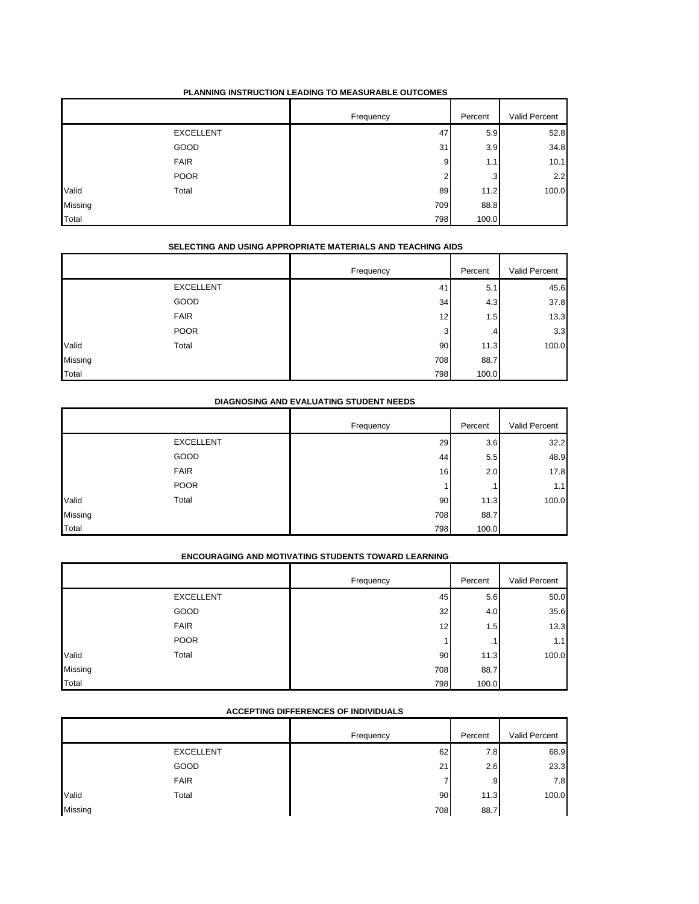**PLANNING INSTRUCTION LEADING TO MEASURABLE OUTCOMES**

| | | Frequency | Percent | Valid Percent |
|---|---|---|---|---|
| | EXCELLENT | 47 | 5.9 | 52.8 |
| | GOOD | 31 | 3.9 | 34.8 |
| | FAIR | 9 | 1.1 | 10.1 |
| | POOR | 2 | .3 | 2.2 |
| Valid | Total | 89 | 11.2 | 100.0 |
| Missing | | 709 | 88.8 | |
| Total | | 798 | 100.0 | |

**SELECTING AND USING APPROPRIATE MATERIALS AND TEACHING AIDS**

| | | Frequency | Percent | Valid Percent |
|---|---|---|---|---|
| | EXCELLENT | 41 | 5.1 | 45.6 |
| | GOOD | 34 | 4.3 | 37.8 |
| | FAIR | 12 | 1.5 | 13.3 |
| | POOR | 3 | .4 | 3.3 |
| Valid | Total | 90 | 11.3 | 100.0 |
| Missing | | 708 | 88.7 | |
| Total | | 798 | 100.0 | |

**DIAGNOSING AND EVALUATING STUDENT NEEDS**

| | | Frequency | Percent | Valid Percent |
|---|---|---|---|---|
| | EXCELLENT | 29 | 3.6 | 32.2 |
| | GOOD | 44 | 5.5 | 48.9 |
| | FAIR | 16 | 2.0 | 17.8 |
| | POOR | 1 | .1 | 1.1 |
| Valid | Total | 90 | 11.3 | 100.0 |
| Missing | | 708 | 88.7 | |
| Total | | 798 | 100.0 | |

**ENCOURAGING AND MOTIVATING STUDENTS TOWARD LEARNING**

| | | Frequency | Percent | Valid Percent |
|---|---|---|---|---|
| | EXCELLENT | 45 | 5.6 | 50.0 |
| | GOOD | 32 | 4.0 | 35.6 |
| | FAIR | 12 | 1.5 | 13.3 |
| | POOR | 1 | .1 | 1.1 |
| Valid | Total | 90 | 11.3 | 100.0 |
| Missing | | 708 | 88.7 | |
| Total | | 798 | 100.0 | |

**ACCEPTING DIFFERENCES OF INDIVIDUALS**

| | | Frequency | Percent | Valid Percent |
|---|---|---|---|---|
| | EXCELLENT | 62 | 7.8 | 68.9 |
| | GOOD | 21 | 2.6 | 23.3 |
| | FAIR | 7 | .9 | 7.8 |
| Valid | Total | 90 | 11.3 | 100.0 |
| Missing | | 708 | 88.7 | |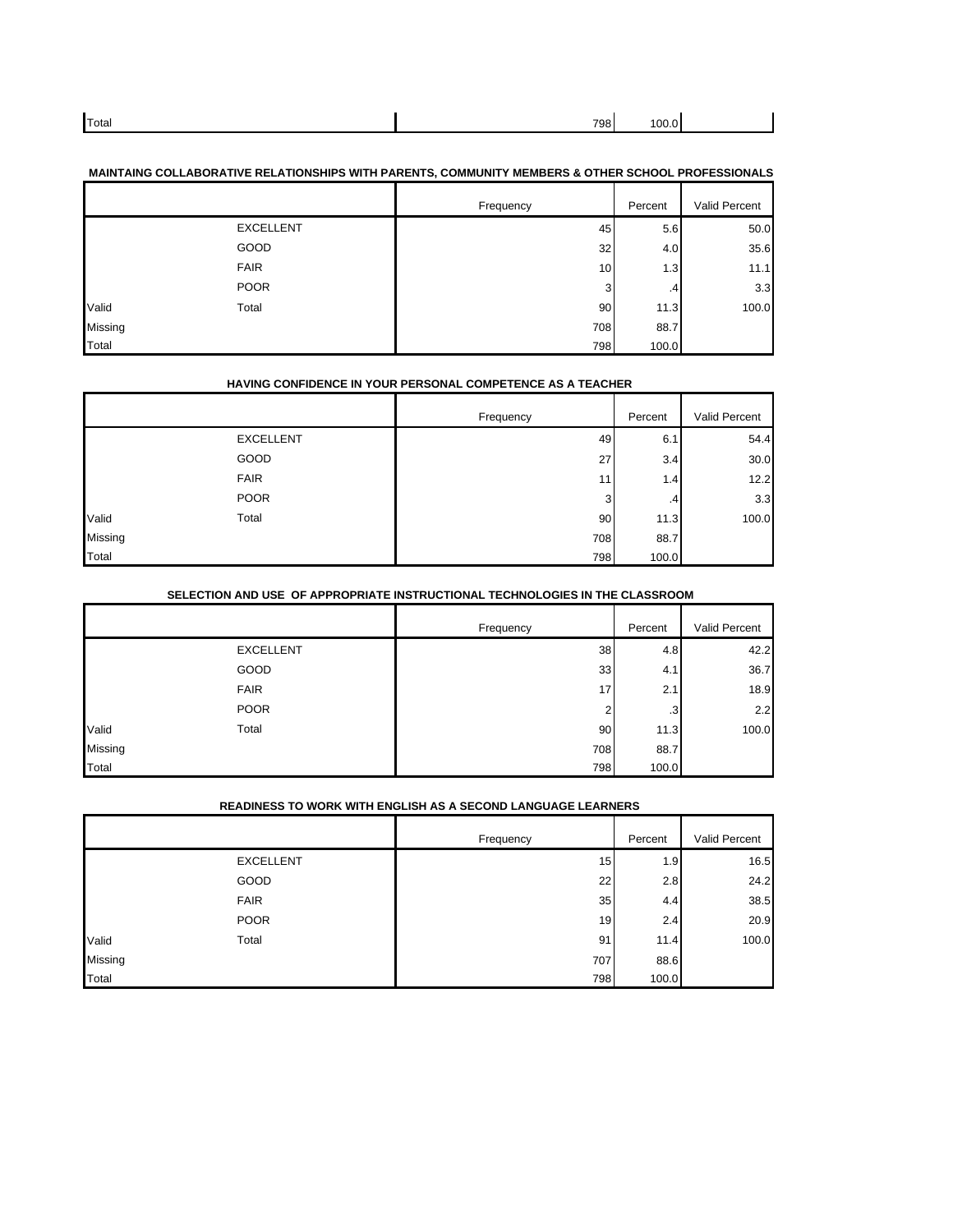| | | Frequency | Percent | Valid Percent |
|---|---|---|---|---|
| Total | | 798 | 100.0 | |

**MAINTAING COLLABORATIVE RELATIONSHIPS WITH PARENTS, COMMUNITY MEMBERS & OTHER SCHOOL PROFESSIONALS**

| | | Frequency | Percent | Valid Percent |
|---|---|---|---|---|
| | EXCELLENT | 45 | 5.6 | 50.0 |
| | GOOD | 32 | 4.0 | 35.6 |
| | FAIR | 10 | 1.3 | 11.1 |
| | POOR | 3 | .4 | 3.3 |
| Valid | Total | 90 | 11.3 | 100.0 |
| Missing | | 708 | 88.7 | |
| Total | | 798 | 100.0 | |

**HAVING CONFIDENCE IN YOUR PERSONAL COMPETENCE AS A TEACHER**

| | | Frequency | Percent | Valid Percent |
|---|---|---|---|---|
| | EXCELLENT | 49 | 6.1 | 54.4 |
| | GOOD | 27 | 3.4 | 30.0 |
| | FAIR | 11 | 1.4 | 12.2 |
| | POOR | 3 | .4 | 3.3 |
| Valid | Total | 90 | 11.3 | 100.0 |
| Missing | | 708 | 88.7 | |
| Total | | 798 | 100.0 | |

**SELECTION AND USE OF APPROPRIATE INSTRUCTIONAL TECHNOLOGIES IN THE CLASSROOM**

| | | Frequency | Percent | Valid Percent |
|---|---|---|---|---|
| | EXCELLENT | 38 | 4.8 | 42.2 |
| | GOOD | 33 | 4.1 | 36.7 |
| | FAIR | 17 | 2.1 | 18.9 |
| | POOR | 2 | .3 | 2.2 |
| Valid | Total | 90 | 11.3 | 100.0 |
| Missing | | 708 | 88.7 | |
| Total | | 798 | 100.0 | |

**READINESS TO WORK WITH ENGLISH AS A SECOND LANGUAGE LEARNERS**

| | | Frequency | Percent | Valid Percent |
|---|---|---|---|---|
| | EXCELLENT | 15 | 1.9 | 16.5 |
| | GOOD | 22 | 2.8 | 24.2 |
| | FAIR | 35 | 4.4 | 38.5 |
| | POOR | 19 | 2.4 | 20.9 |
| Valid | Total | 91 | 11.4 | 100.0 |
| Missing | | 707 | 88.6 | |
| Total | | 798 | 100.0 | |